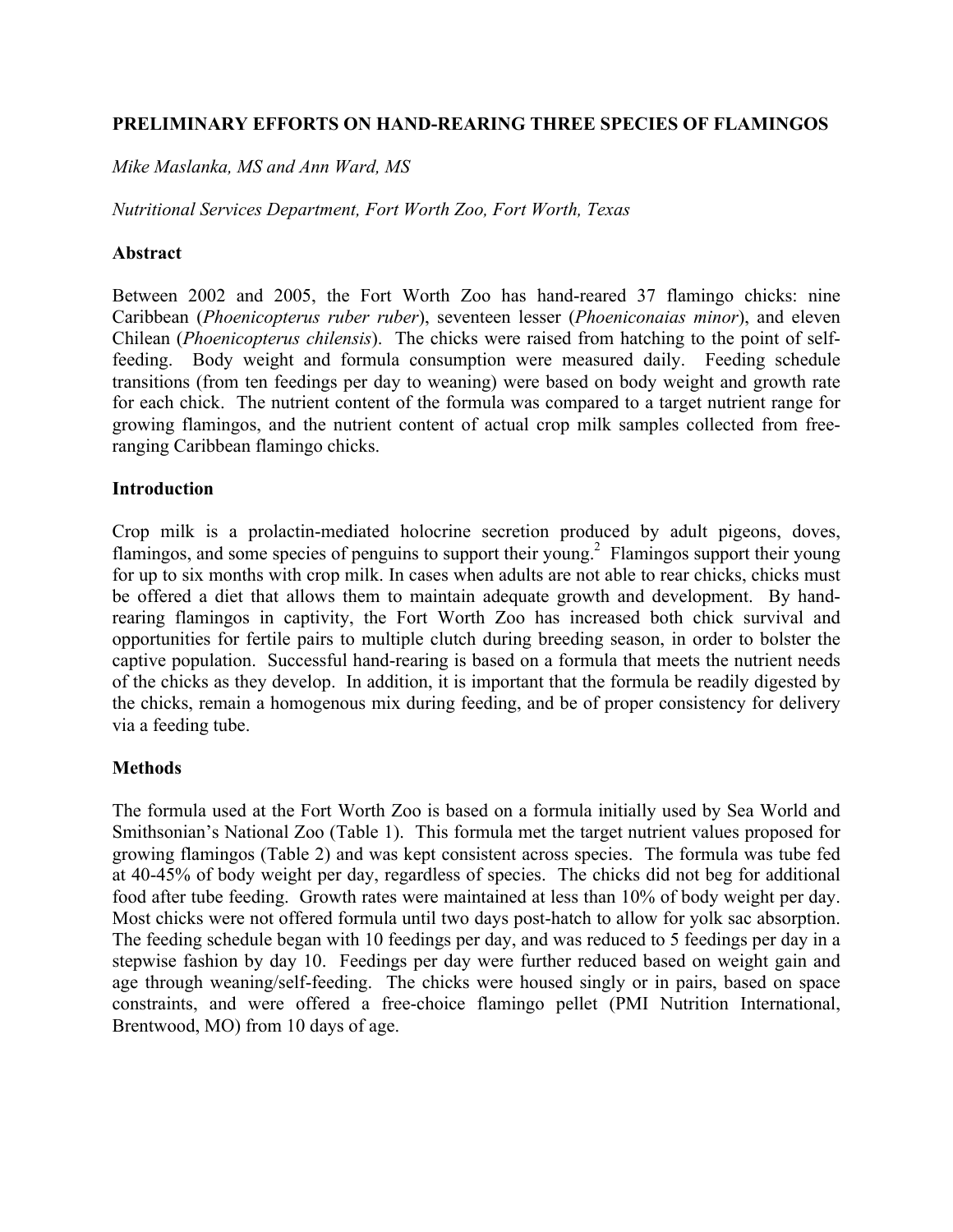**PRELIMINARY EFFORTS ON HAND-REARING THREE SPECIES OF FLAMINGOS**

*Mike Maslanka, MS and Ann Ward, MS*

*Nutritional Services Department, Fort Worth Zoo, Fort Worth, Texas*

## Abstract

Between 2002 and 2005, the Fort Worth Zoo has hand-reared 37 flamingo chicks: nine Caribbean (*Phoenicopterus ruber ruber*), seventeen lesser (*Phoeniconaias minor*), and eleven Chilean (*Phoenicopterus chilensis*). The chicks were raised from hatching to the point of self-feeding. Body weight and formula consumption were measured daily. Feeding schedule transitions (from ten feedings per day to weaning) were based on body weight and growth rate for each chick. The nutrient content of the formula was compared to a target nutrient range for growing flamingos, and the nutrient content of actual crop milk samples collected from free-ranging Caribbean flamingo chicks.

## Introduction

Crop milk is a prolactin-mediated holocrine secretion produced by adult pigeons, doves, flamingos, and some species of penguins to support their young.[2] Flamingos support their young for up to six months with crop milk. In cases when adults are not able to rear chicks, chicks must be offered a diet that allows them to maintain adequate growth and development. By hand-rearing flamingos in captivity, the Fort Worth Zoo has increased both chick survival and opportunities for fertile pairs to multiple clutch during breeding season, in order to bolster the captive population. Successful hand-rearing is based on a formula that meets the nutrient needs of the chicks as they develop. In addition, it is important that the formula be readily digested by the chicks, remain a homogenous mix during feeding, and be of proper consistency for delivery via a feeding tube.

## Methods

The formula used at the Fort Worth Zoo is based on a formula initially used by Sea World and Smithsonian's National Zoo (Table 1). This formula met the target nutrient values proposed for growing flamingos (Table 2) and was kept consistent across species. The formula was tube fed at 40-45% of body weight per day, regardless of species. The chicks did not beg for additional food after tube feeding. Growth rates were maintained at less than 10% of body weight per day. Most chicks were not offered formula until two days post-hatch to allow for yolk sac absorption. The feeding schedule began with 10 feedings per day, and was reduced to 5 feedings per day in a stepwise fashion by day 10. Feedings per day were further reduced based on weight gain and age through weaning/self-feeding. The chicks were housed singly or in pairs, based on space constraints, and were offered a free-choice flamingo pellet (PMI Nutrition International, Brentwood, MO) from 10 days of age.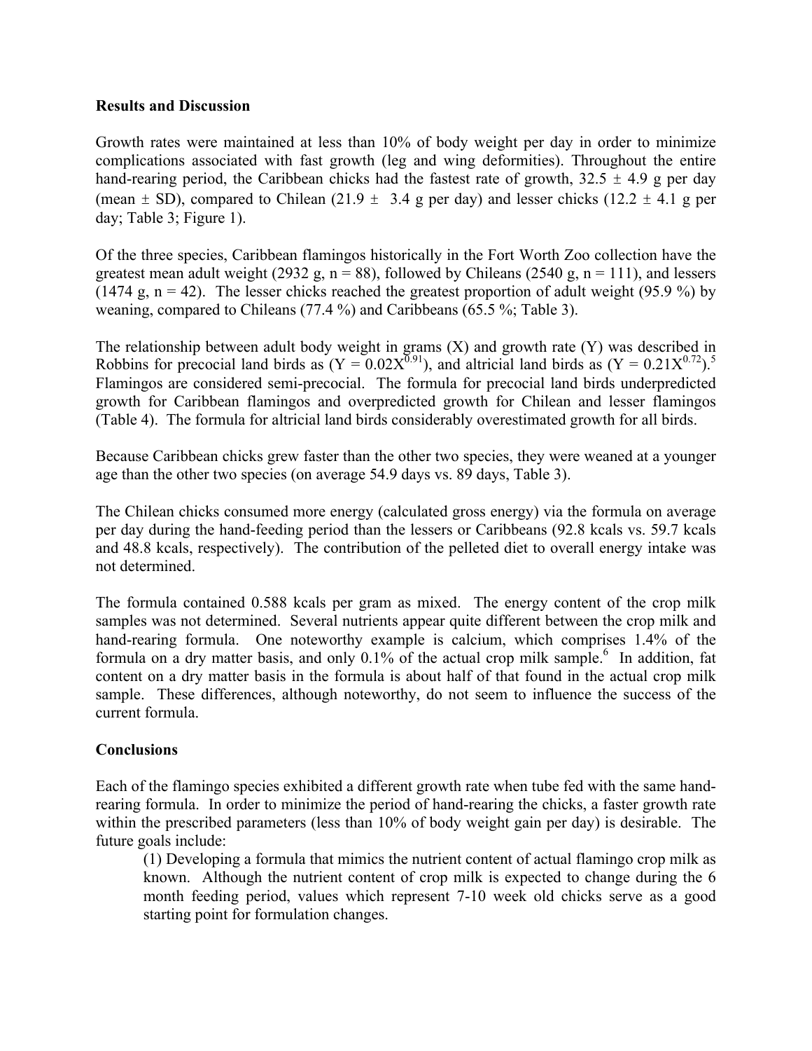**Results and Discussion**

Growth rates were maintained at less than 10% of body weight per day in order to minimize complications associated with fast growth (leg and wing deformities). Throughout the entire hand-rearing period, the Caribbean chicks had the fastest rate of growth, 32.5 ± 4.9 g per day (mean ± SD), compared to Chilean (21.9 ± 3.4 g per day) and lesser chicks (12.2 ± 4.1 g per day; Table 3; Figure 1).

Of the three species, Caribbean flamingos historically in the Fort Worth Zoo collection have the greatest mean adult weight (2932 g, n = 88), followed by Chileans (2540 g, n = 111), and lessers (1474 g, n = 42). The lesser chicks reached the greatest proportion of adult weight (95.9 %) by weaning, compared to Chileans (77.4 %) and Caribbeans (65.5 %; Table 3).

The relationship between adult body weight in grams (X) and growth rate (Y) was described in Robbins for precocial land birds as ($Y = 0.02X^{0.91}$), and altricial land birds as ($Y = 0.21X^{0.72}$).[5] Flamingos are considered semi-precocial. The formula for precocial land birds underpredicted growth for Caribbean flamingos and overpredicted growth for Chilean and lesser flamingos (Table 4). The formula for altricial land birds considerably overestimated growth for all birds.

Because Caribbean chicks grew faster than the other two species, they were weaned at a younger age than the other two species (on average 54.9 days vs. 89 days, Table 3).

The Chilean chicks consumed more energy (calculated gross energy) via the formula on average per day during the hand-feeding period than the lessers or Caribbeans (92.8 kcals vs. 59.7 kcals and 48.8 kcals, respectively). The contribution of the pelleted diet to overall energy intake was not determined.

The formula contained 0.588 kcals per gram as mixed. The energy content of the crop milk samples was not determined. Several nutrients appear quite different between the crop milk and hand-rearing formula. One noteworthy example is calcium, which comprises 1.4% of the formula on a dry matter basis, and only 0.1% of the actual crop milk sample.[6] In addition, fat content on a dry matter basis in the formula is about half of that found in the actual crop milk sample. These differences, although noteworthy, do not seem to influence the success of the current formula.

**Conclusions**

Each of the flamingo species exhibited a different growth rate when tube fed with the same hand-rearing formula. In order to minimize the period of hand-rearing the chicks, a faster growth rate within the prescribed parameters (less than 10% of body weight gain per day) is desirable. The future goals include:

(1) Developing a formula that mimics the nutrient content of actual flamingo crop milk as known. Although the nutrient content of crop milk is expected to change during the 6 month feeding period, values which represent 7-10 week old chicks serve as a good starting point for formulation changes.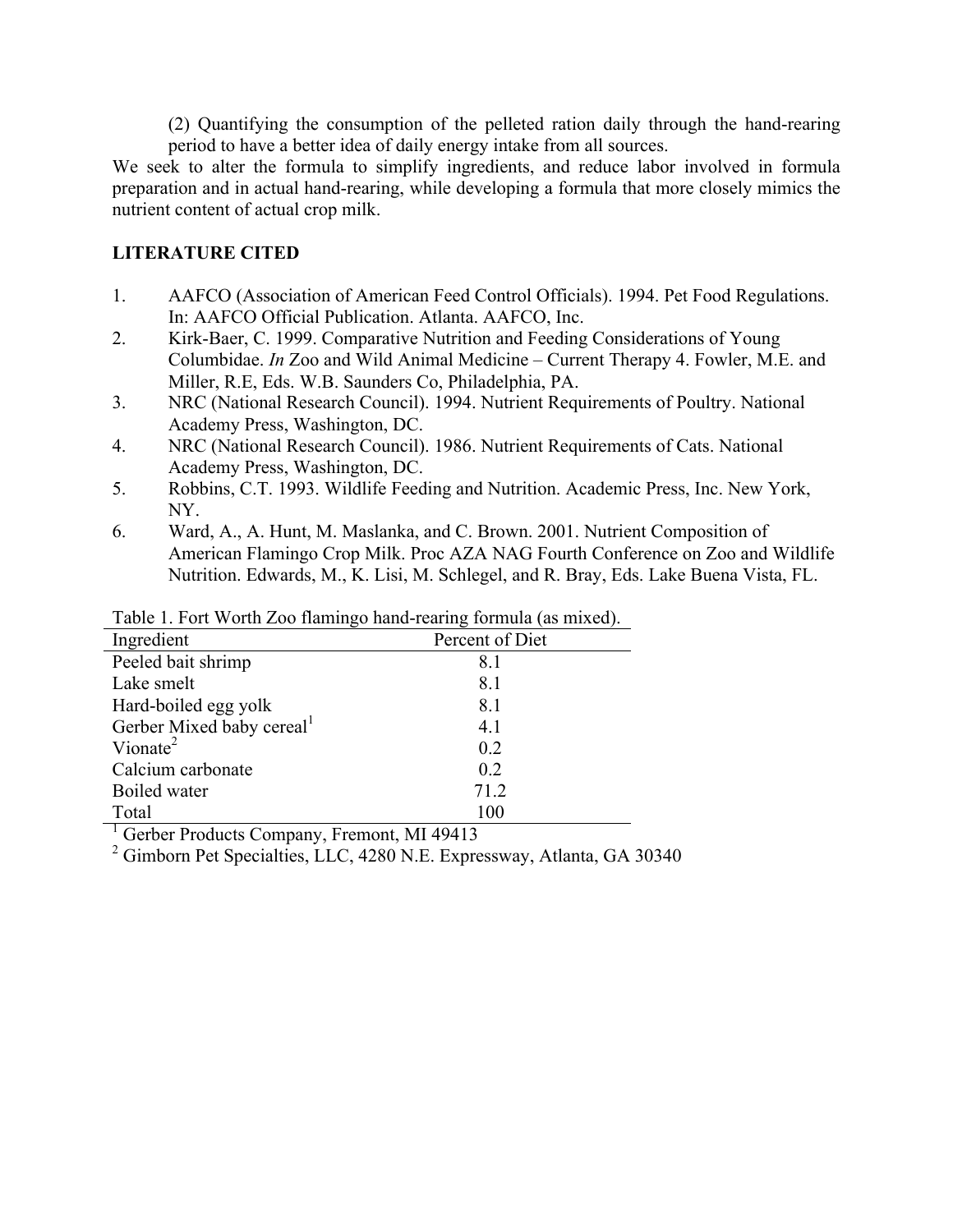(2) Quantifying the consumption of the pelleted ration daily through the hand-rearing period to have a better idea of daily energy intake from all sources.

We seek to alter the formula to simplify ingredients, and reduce labor involved in formula preparation and in actual hand-rearing, while developing a formula that more closely mimics the nutrient content of actual crop milk.

## LITERATURE CITED

1. AAFCO (Association of American Feed Control Officials). 1994. Pet Food Regulations. In: AAFCO Official Publication. Atlanta. AAFCO, Inc.
2. Kirk-Baer, C. 1999. Comparative Nutrition and Feeding Considerations of Young Columbidae. *In* Zoo and Wild Animal Medicine – Current Therapy 4. Fowler, M.E. and Miller, R.E, Eds. W.B. Saunders Co, Philadelphia, PA.
3. NRC (National Research Council). 1994. Nutrient Requirements of Poultry. National Academy Press, Washington, DC.
4. NRC (National Research Council). 1986. Nutrient Requirements of Cats. National Academy Press, Washington, DC.
5. Robbins, C.T. 1993. Wildlife Feeding and Nutrition. Academic Press, Inc. New York, NY.
6. Ward, A., A. Hunt, M. Maslanka, and C. Brown. 2001. Nutrient Composition of American Flamingo Crop Milk. Proc AZA NAG Fourth Conference on Zoo and Wildlife Nutrition. Edwards, M., K. Lisi, M. Schlegel, and R. Bray, Eds. Lake Buena Vista, FL.

Table 1. Fort Worth Zoo flamingo hand-rearing formula (as mixed).

| Ingredient | Percent of Diet |
|---|---|
| Peeled bait shrimp | 8.1 |
| Lake smelt | 8.1 |
| Hard-boiled egg yolk | 8.1 |
| Gerber Mixed baby cereal[1] | 4.1 |
| Vionate[2] | 0.2 |
| Calcium carbonate | 0.2 |
| Boiled water | 71.2 |
| Total | 100 |

[1] Gerber Products Company, Fremont, MI 49413

[2] Gimborn Pet Specialties, LLC, 4280 N.E. Expressway, Atlanta, GA 30340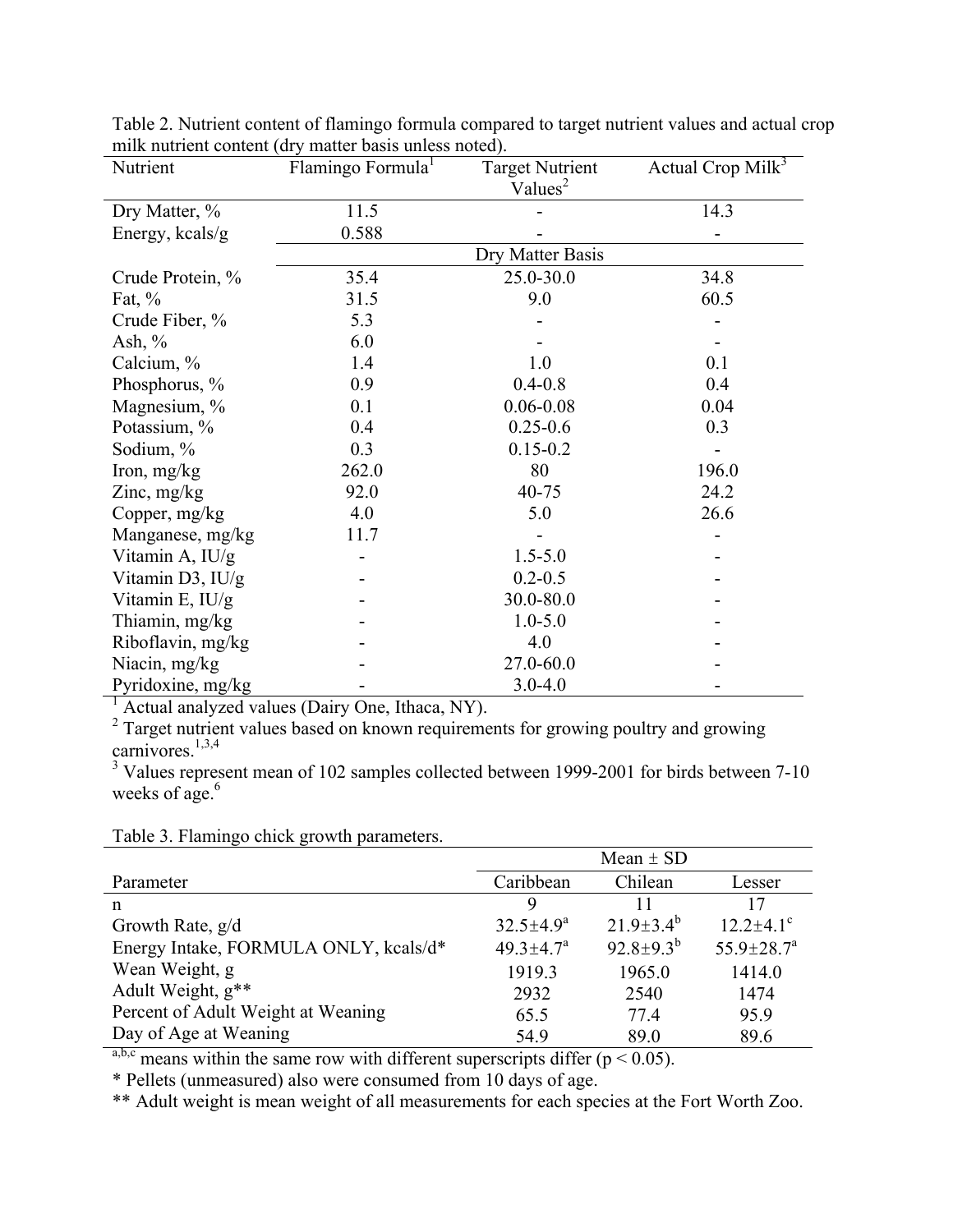Table 2. Nutrient content of flamingo formula compared to target nutrient values and actual crop milk nutrient content (dry matter basis unless noted).

| Nutrient | Flamingo Formula[1] | Target Nutrient Values[2] | Actual Crop Milk[3] |
|---|---|---|---|
| Dry Matter, % | 11.5 | - | 14.3 |
| Energy, kcals/g | 0.588 | - | - |
| | Dry Matter Basis | | |
| Crude Protein, % | 35.4 | 25.0-30.0 | 34.8 |
| Fat, % | 31.5 | 9.0 | 60.5 |
| Crude Fiber, % | 5.3 | - | - |
| Ash, % | 6.0 | - | - |
| Calcium, % | 1.4 | 1.0 | 0.1 |
| Phosphorus, % | 0.9 | 0.4-0.8 | 0.4 |
| Magnesium, % | 0.1 | 0.06-0.08 | 0.04 |
| Potassium, % | 0.4 | 0.25-0.6 | 0.3 |
| Sodium, % | 0.3 | 0.15-0.2 | - |
| Iron, mg/kg | 262.0 | 80 | 196.0 |
| Zinc, mg/kg | 92.0 | 40-75 | 24.2 |
| Copper, mg/kg | 4.0 | 5.0 | 26.6 |
| Manganese, mg/kg | 11.7 | - | - |
| Vitamin A, IU/g | - | 1.5-5.0 | - |
| Vitamin D3, IU/g | - | 0.2-0.5 | - |
| Vitamin E, IU/g | - | 30.0-80.0 | - |
| Thiamin, mg/kg | - | 1.0-5.0 | - |
| Riboflavin, mg/kg | - | 4.0 | - |
| Niacin, mg/kg | - | 27.0-60.0 | - |
| Pyridoxine, mg/kg | - | 3.0-4.0 | - |

[1] Actual analyzed values (Dairy One, Ithaca, NY).
[2] Target nutrient values based on known requirements for growing poultry and growing carnivores.[1,3,4]
[3] Values represent mean of 102 samples collected between 1999-2001 for birds between 7-10 weeks of age.[6]

Table 3. Flamingo chick growth parameters.

| | Mean ± SD | | |
|---|---|---|---|
| Parameter | Caribbean | Chilean | Lesser |
| n | 9 | 11 | 17 |
| Growth Rate, g/d | $32.5 \pm 4.9^{a}$ | $21.9 \pm 3.4^{b}$ | $12.2 \pm 4.1^{c}$ |
| Energy Intake, FORMULA ONLY, kcals/d* | $49.3 \pm 4.7^{a}$ | $92.8 \pm 9.3^{b}$ | $55.9 \pm 28.7^{a}$ |
| Wean Weight, g | 1919.3 | 1965.0 | 1414.0 |
| Adult Weight, g** | 2932 | 2540 | 1474 |
| Percent of Adult Weight at Weaning | 65.5 | 77.4 | 95.9 |
| Day of Age at Weaning | 54.9 | 89.0 | 89.6 |

$^{a,b,c}$ means within the same row with different superscripts differ ($p < 0.05$).
* Pellets (unmeasured) also were consumed from 10 days of age.
** Adult weight is mean weight of all measurements for each species at the Fort Worth Zoo.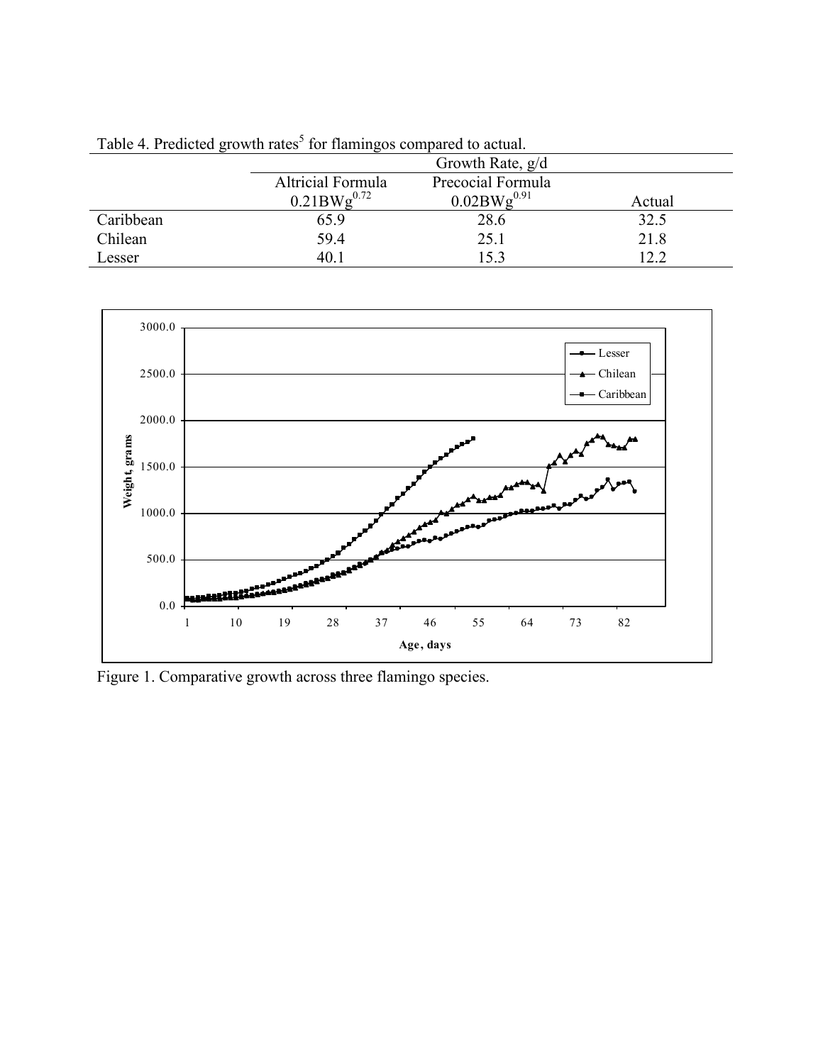Table 4. Predicted growth rates[5] for flamingos compared to actual.

| | Growth Rate, g/d | | |
|---|---|---|---|
| | Altricial Formula $0.21BWg^{0.72}$ | Precocial Formula $0.02BWg^{0.91}$ | Actual |
| Caribbean | 65.9 | 28.6 | 32.5 |
| Chilean | 59.4 | 25.1 | 21.8 |
| Lesser | 40.1 | 15.3 | 12.2 |

3000.0
2500.0
2000.0
1500.0
1000.0
500.0
0.0

Weight, grams

1 10 19 28 37 46 55 64 73 82

Age, days

Lesser
Chilean
Caribbean

Figure 1. Comparative growth across three flamingo species.